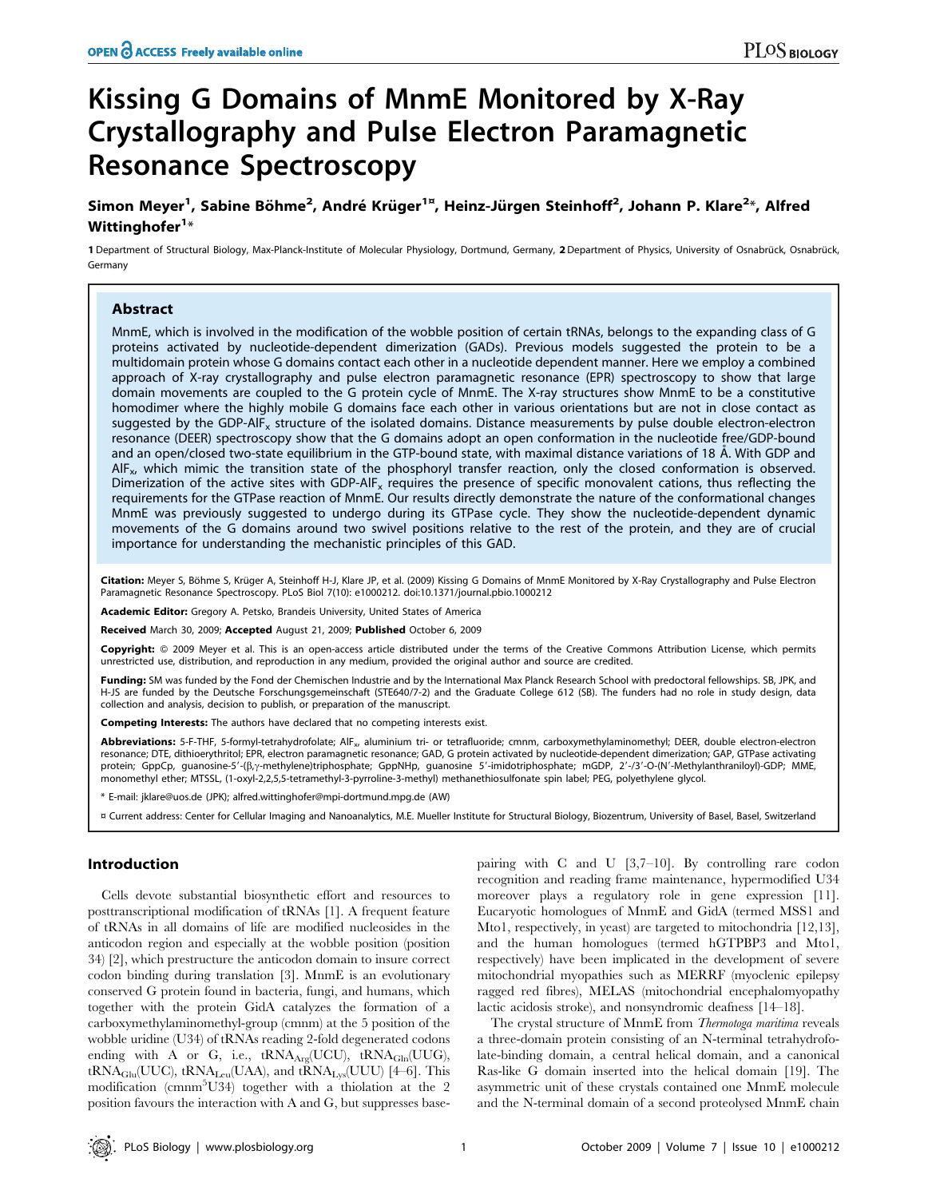# Kissing G Domains of MnmE Monitored by X-Ray Crystallography and Pulse Electron Paramagnetic Resonance Spectroscopy

**Simon Meyer[1], Sabine Böhme[2], André Krüger[1¤], Heinz-Jürgen Steinhoff[2], Johann P. Klare[2*], Alfred Wittinghofer[1*]**

1 Department of Structural Biology, Max-Planck-Institute of Molecular Physiology, Dortmund, Germany, 2 Department of Physics, University of Osnabrück, Osnabrück, Germany

## Abstract

MnmE, which is involved in the modification of the wobble position of certain tRNAs, belongs to the expanding class of G proteins activated by nucleotide-dependent dimerization (GADs). Previous models suggested the protein to be a multidomain protein whose G domains contact each other in a nucleotide dependent manner. Here we employ a combined approach of X-ray crystallography and pulse electron paramagnetic resonance (EPR) spectroscopy to show that large domain movements are coupled to the G protein cycle of MnmE. The X-ray structures show MnmE to be a constitutive homodimer where the highly mobile G domains face each other in various orientations but are not in close contact as suggested by the GDP-$AlF_x$ structure of the isolated domains. Distance measurements by pulse double electron-electron resonance (DEER) spectroscopy show that the G domains adopt an open conformation in the nucleotide free/GDP-bound and an open/closed two-state equilibrium in the GTP-bound state, with maximal distance variations of 18 Å. With GDP and $AlF_x$, which mimic the transition state of the phosphoryl transfer reaction, only the closed conformation is observed. Dimerization of the active sites with GDP-$AlF_x$ requires the presence of specific monovalent cations, thus reflecting the requirements for the GTPase reaction of MnmE. Our results directly demonstrate the nature of the conformational changes MnmE was previously suggested to undergo during its GTPase cycle. They show the nucleotide-dependent dynamic movements of the G domains around two swivel positions relative to the rest of the protein, and they are of crucial importance for understanding the mechanistic principles of this GAD.

**Citation:** Meyer S, Böhme S, Krüger A, Steinhoff H-J, Klare JP, et al. (2009) Kissing G Domains of MnmE Monitored by X-Ray Crystallography and Pulse Electron Paramagnetic Resonance Spectroscopy. PLoS Biol 7(10): e1000212. doi:10.1371/journal.pbio.1000212

**Academic Editor:** Gregory A. Petsko, Brandeis University, United States of America

**Received** March 30, 2009; **Accepted** August 21, 2009; **Published** October 6, 2009

**Copyright:** © 2009 Meyer et al. This is an open-access article distributed under the terms of the Creative Commons Attribution License, which permits unrestricted use, distribution, and reproduction in any medium, provided the original author and source are credited.

**Funding:** SM was funded by the Fond der Chemischen Industrie and by the International Max Planck Research School with predoctoral fellowships. SB, JPK, and H-JS are funded by the Deutsche Forschungsgemeinschaft (STE640/7-2) and the Graduate College 612 (SB). The funders had no role in study design, data collection and analysis, decision to publish, or preparation of the manuscript.

**Competing Interests:** The authors have declared that no competing interests exist.

**Abbreviations:** 5-F-THF, 5-formyl-tetrahydrofolate; $AlF_x$, aluminium tri- or tetrafluoride; cmnm, carboxymethylaminomethyl; DEER, double electron-electron resonance; DTE, dithioerythritol; EPR, electron paramagnetic resonance; GAD, G protein activated by nucleotide-dependent dimerization; GAP, GTPase activating protein; GppCp, guanosine-5′-(β,γ-methylene)triphosphate; GppNHp, guanosine 5′-imidotriphosphate; mGDP, 2′-/3′-O-(N′-Methylanthraniloyl)-GDP; MME, monomethyl ether; MTSSL, (1-oxyl-2,2,5,5-tetramethyl-3-pyrroline-3-methyl) methanethiosulfonate spin label; PEG, polyethylene glycol.

* E-mail: jklare@uos.de (JPK); alfred.wittinghofer@mpi-dortmund.mpg.de (AW)

¤ Current address: Center for Cellular Imaging and Nanoanalytics, M.E. Mueller Institute for Structural Biology, Biozentrum, University of Basel, Basel, Switzerland

## Introduction

Cells devote substantial biosynthetic effort and resources to posttranscriptional modification of tRNAs [1]. A frequent feature of tRNAs in all domains of life are modified nucleosides in the anticodon region and especially at the wobble position (position 34) [2], which prestructure the anticodon domain to insure correct codon binding during translation [3]. MnmE is an evolutionary conserved G protein found in bacteria, fungi, and humans, which together with the protein GidA catalyzes the formation of a carboxymethylaminomethyl-group (cmnm) at the 5 position of the wobble uridine (U34) of tRNAs reading 2-fold degenerated codons ending with A or G, i.e., $tRNA_{Arg}$(UCU), $tRNA_{Gln}$(UUG), $tRNA_{Glu}$(UUC), $tRNA_{Leu}$(UAA), and $tRNA_{Lys}$(UUU) [4–6]. This modification ($cmnm^5U34$) together with a thiolation at the 2 position favours the interaction with A and G, but suppresses base-pairing with C and U [3,7–10]. By controlling rare codon recognition and reading frame maintenance, hypermodified U34 moreover plays a regulatory role in gene expression [11]. Eucaryotic homologues of MnmE and GidA (termed MSS1 and Mto1, respectively, in yeast) are targeted to mitochondria [12,13], and the human homologues (termed hGTPBP3 and Mto1, respectively) have been implicated in the development of severe mitochondrial myopathies such as MERRF (myoclenic epilepsy ragged red fibres), MELAS (mitochondrial encephalomyopathy lactic acidosis stroke), and nonsyndromic deafness [14–18].

The crystal structure of MnmE from *Thermotoga maritima* reveals a three-domain protein consisting of an N-terminal tetrahydrofolate-binding domain, a central helical domain, and a canonical Ras-like G domain inserted into the helical domain [19]. The asymmetric unit of these crystals contained one MnmE molecule and the N-terminal domain of a second proteolysed MnmE chain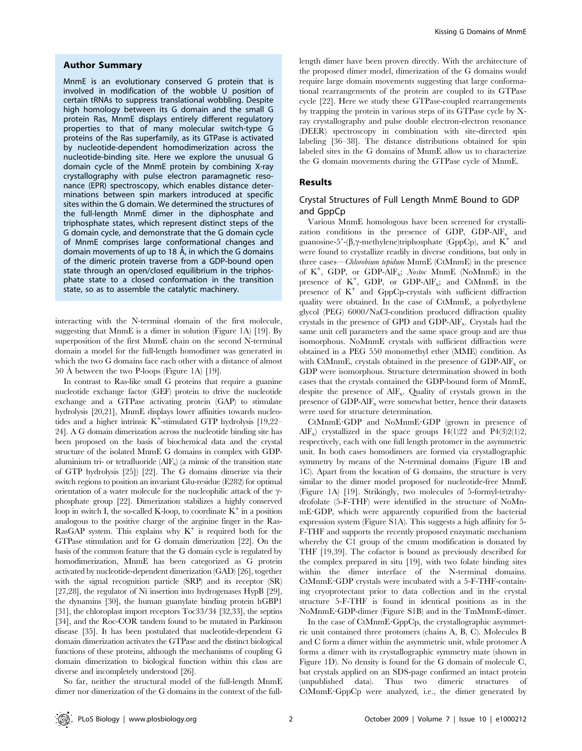## Author Summary

MnmE is an evolutionary conserved G protein that is involved in modification of the wobble U position of certain tRNAs to suppress translational wobbling. Despite high homology between its G domain and the small G protein Ras, MnmE displays entirely different regulatory properties to that of many molecular switch-type G proteins of the Ras superfamily, as its GTPase is activated by nucleotide-dependent homodimerization across the nucleotide-binding site. Here we explore the unusual G domain cycle of the MnmE protein by combining X-ray crystallography with pulse electron paramagnetic resonance (EPR) spectroscopy, which enables distance determinations between spin markers introduced at specific sites within the G domain. We determined the structures of the full-length MnmE dimer in the diphosphate and triphosphate states, which represent distinct steps of the G domain cycle, and demonstrate that the G domain cycle of MnmE comprises large conformational changes and domain movements of up to 18 Å, in which the G domains of the dimeric protein traverse from a GDP-bound open state through an open/closed equilibrium in the triphosphate state to a closed conformation in the transition state, so as to assemble the catalytic machinery.

interacting with the N-terminal domain of the first molecule, suggesting that MnmE is a dimer in solution (Figure 1A) [19]. By superposition of the first MnmE chain on the second N-terminal domain a model for the full-length homodimer was generated in which the two G domains face each other with a distance of almost 50 Å between the two P-loops (Figure 1A) [19].

In contrast to Ras-like small G proteins that require a guanine nucleotide exchange factor (GEF) protein to drive the nucleotide exchange and a GTPase activating protein (GAP) to stimulate hydrolysis [20,21], MnmE displays lower affinities towards nucleotides and a higher intrinsic $K^+$-stimulated GTP hydrolysis [19,22–24]. A G domain dimerization across the nucleotide binding site has been proposed on the basis of biochemical data and the crystal structure of the isolated MnmE G domains in complex with GDP-aluminium tri- or tetrafluoride ($AlF_x$) (a mimic of the transition state of GTP hydrolysis [25]) [22]. The G domains dimerize via their switch regions to position an invariant Glu-residue (E282) for optimal orientation of a water molecule for the nucleophilic attack of the γ-phosphate group [22]. Dimerization stabilizes a highly conserved loop in switch I, the so-called K-loop, to coordinate $K^+$ in a position analogous to the positive charge of the arginine finger in the Ras-RasGAP system. This explains why $K^+$ is required both for the GTPase stimulation and for G domain dimerization [22]. On the basis of the common feature that the G domain cycle is regulated by homodimerization, MnmE has been categorized as G protein activated by nucleotide-dependent dimerization (GAD) [26], together with the signal recognition particle (SRP) and its receptor (SR) [27,28], the regulator of Ni insertion into hydrogenases HypB [29], the dynamins [30], the human guanylate binding protein hGBP1 [31], the chloroplast import receptors Toc33/34 [32,33], the septins [34], and the Roc-COR tandem found to be mutated in Parkinson disease [35]. It has been postulated that nucleotide-dependent G domain dimerization activates the GTPase and the distinct biological functions of these proteins, although the mechanisms of coupling G domain dimerization to biological function within this class are diverse and incompletely understood [26].

So far, neither the structural model of the full-length MnmE dimer nor dimerization of the G domains in the context of the full-length dimer have been proven directly. With the architecture of the proposed dimer model, dimerization of the G domains would require large domain movements suggesting that large conformational rearrangements of the protein are coupled to its GTPase cycle [22]. Here we study these GTPase-coupled rearrangements by trapping the protein in various steps of its GTPase cycle by X-ray crystallography and pulse double electron-electron resonance (DEER) spectroscopy in combination with site-directed spin labeling [36–38]. The distance distributions obtained for spin labeled sites in the G domains of MnmE allow us to characterize the G domain movements during the GTPase cycle of MnmE.

## Results

### Crystal Structures of Full Length MnmE Bound to GDP and GppCp

Various MnmE homologous have been screened for crystallization conditions in the presence of GDP, GDP-$AlF_x$ and guanosine-5′-(β,γ-methylene)triphosphate (GppCp), and $K^+$ and were found to crystallize readily in diverse conditions, but only in three cases—*Chlorobium tepidum* MnmE (CtMnmE) in the presence of $K^+$, GDP, or GDP-$AlF_x$; *Nostoc* MnmE (NoMnmE) in the presence of $K^+$, GDP, or GDP-$AlF_x$; and CtMnmE in the presence of $K^+$ and GppCp-crystals with sufficient diffraction quality were obtained. In the case of CtMnmE, a polyethylene glycol (PEG) 6000/NaCl-condition produced diffraction quality crystals in the presence of GPD and GDP-$AlF_x$. Crystals had the same unit cell parameters and the same space group and are thus isomorphous. NoMnmE crystals with sufficient diffraction were obtained in a PEG 550 monomethyl ether (MME) condition. As with CtMnmE, crystals obtained in the presence of GDP-$AlF_x$ or GDP were isomorphous. Structure determination showed in both cases that the crystals contained the GDP-bound form of MnmE, despite the presence of $AlF_x$. Quality of crystals grown in the presence of GDP-$AlF_x$ were somewhat better, hence their datasets were used for structure determination.

CtMnmE·GDP and NoMnmE·GDP (grown in presence of $AlF_x$) crystallized in the space groups I4(1)22 and P4(3)2(1)2, respectively, each with one full length protomer in the asymmetric unit. In both cases homodimers are formed via crystallographic symmetry by means of the N-terminal domains (Figure 1B and 1C). Apart from the location of G domains, the structure is very similar to the dimer model proposed for nucleotide-free MnmE (Figure 1A) [19]. Strikingly, two molecules of 5-formyl-tetrahydrofolate (5-F-THF) were identified in the structure of NoMnmE·GDP, which were apparently copurified from the bacterial expression system (Figure S1A). This suggests a high affinity for 5-F-THF and supports the recently proposed enzymatic mechanism whereby the C1 group of the cmnm modification is donated by THF [19,39]. The cofactor is bound as previously described for the complex prepared in situ [19], with two folate binding sites within the dimer interface of the N-terminal domains. CtMnmE·GDP crystals were incubated with a 5-F-THF-containing cryoprotectant prior to data collection and in the crystal structure 5-F-THF is found in identical positions as in the NoMnmE·GDP-dimer (Figure S1B) and in the TmMnmE-dimer.

In the case of CtMnmE·GppCp, the crystallographic asymmetric unit contained three protomers (chains A, B, C). Molecules B and C form a dimer within the asymmetric unit, while protomer A forms a dimer with its crystallographic symmetry mate (shown in Figure 1D). No density is found for the G domain of molecule C, but crystals applied on an SDS-page confirmed an intact protein (unpublished data). Thus two dimeric structures of CtMnmE·GppCp were analyzed, i.e., the dimer generated by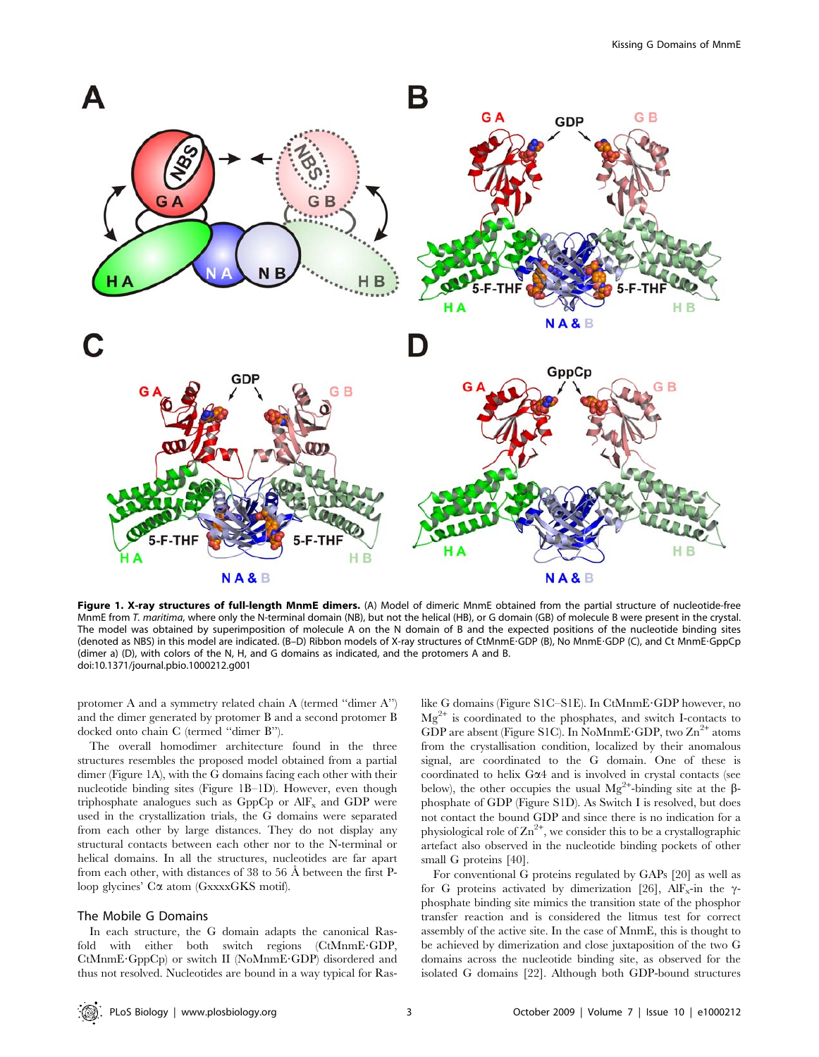**Figure 1. X-ray structures of full-length MnmE dimers.** (A) Model of dimeric MnmE obtained from the partial structure of nucleotide-free MnmE from *T. maritima*, where only the N-terminal domain (NB), but not the helical (HB), or G domain (GB) of molecule B were present in the crystal. The model was obtained by superimposition of molecule A on the N domain of B and the expected positions of the nucleotide binding sites (denoted as NBS) in this model are indicated. (B–D) Ribbon models of X-ray structures of CtMnmE·GDP (B), No MnmE·GDP (C), and Ct MnmE·GppCp (dimer a) (D), with colors of the N, H, and G domains as indicated, and the protomers A and B.
doi:10.1371/journal.pbio.1000212.g001

protomer A and a symmetry related chain A (termed "dimer A") and the dimer generated by protomer B and a second protomer B docked onto chain C (termed "dimer B").

The overall homodimer architecture found in the three structures resembles the proposed model obtained from a partial dimer (Figure 1A), with the G domains facing each other with their nucleotide binding sites (Figure 1B–1D). However, even though triphosphate analogues such as GppCp or $AlF_x$ and GDP were used in the crystallization trials, the G domains were separated from each other by large distances. They do not display any structural contacts between each other nor to the N-terminal or helical domains. In all the structures, nucleotides are far apart from each other, with distances of 38 to 56 Å between the first P-loop glycines' Cα atom (GxxxxGKS motif).

## The Mobile G Domains

In each structure, the G domain adapts the canonical Ras-fold with either both switch regions (CtMnmE·GDP, CtMnmE·GppCp) or switch II (NoMnmE·GDP) disordered and thus not resolved. Nucleotides are bound in a way typical for Ras-like G domains (Figure S1C–S1E). In CtMnmE·GDP however, no $Mg^{2+}$ is coordinated to the phosphates, and switch I-contacts to GDP are absent (Figure S1C). In NoMnmE·GDP, two $Zn^{2+}$ atoms from the crystallisation condition, localized by their anomalous signal, are coordinated to the G domain. One of these is coordinated to helix Gα4 and is involved in crystal contacts (see below), the other occupies the usual $Mg^{2+}$-binding site at the β-phosphate of GDP (Figure S1D). As Switch I is resolved, but does not contact the bound GDP and since there is no indication for a physiological role of $Zn^{2+}$, we consider this to be a crystallographic artefact also observed in the nucleotide binding pockets of other small G proteins [40].

For conventional G proteins regulated by GAPs [20] as well as for G proteins activated by dimerization [26], $AlF_x$-in the γ-phosphate binding site mimics the transition state of the phosphor transfer reaction and is considered the litmus test for correct assembly of the active site. In the case of MnmE, this is thought to be achieved by dimerization and close juxtaposition of the two G domains across the nucleotide binding site, as observed for the isolated G domains [22]. Although both GDP-bound structures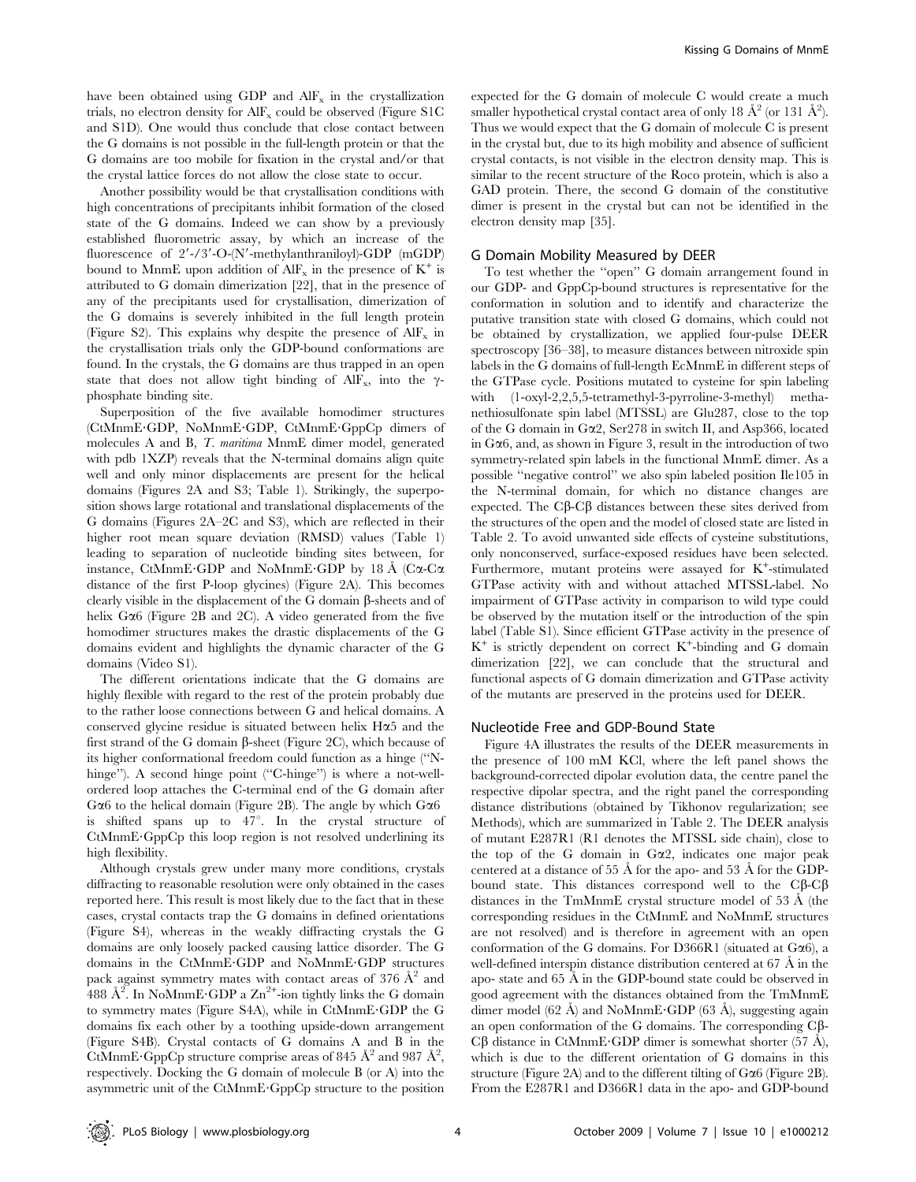have been obtained using GDP and $AlF_x$ in the crystallization trials, no electron density for $AlF_x$ could be observed (Figure S1C and S1D). One would thus conclude that close contact between the G domains is not possible in the full-length protein or that the G domains are too mobile for fixation in the crystal and/or that the crystal lattice forces do not allow the close state to occur.

Another possibility would be that crystallisation conditions with high concentrations of precipitants inhibit formation of the closed state of the G domains. Indeed we can show by a previously established fluorometric assay, by which an increase of the fluorescence of 2′-/3′-O-(N′-methylanthraniloyl)-GDP (mGDP) bound to MnmE upon addition of $AlF_x$ in the presence of $K^+$ is attributed to G domain dimerization [22], that in the presence of any of the precipitants used for crystallisation, dimerization of the G domains is severely inhibited in the full length protein (Figure S2). This explains why despite the presence of $AlF_x$ in the crystallisation trials only the GDP-bound conformations are found. In the crystals, the G domains are thus trapped in an open state that does not allow tight binding of $AlF_x$, into the γ-phosphate binding site.

Superposition of the five available homodimer structures (CtMnmE·GDP, NoMnmE·GDP, CtMnmE·GppCp dimers of molecules A and B, *T. maritima* MnmE dimer model, generated with pdb 1XZP) reveals that the N-terminal domains align quite well and only minor displacements are present for the helical domains (Figures 2A and S3; Table 1). Strikingly, the superposition shows large rotational and translational displacements of the G domains (Figures 2A–2C and S3), which are reflected in their higher root mean square deviation (RMSD) values (Table 1) leading to separation of nucleotide binding sites between, for instance, CtMnmE·GDP and NoMnmE·GDP by 18 Å (Cα-Cα distance of the first P-loop glycines) (Figure 2A). This becomes clearly visible in the displacement of the G domain β-sheets and of helix Gα6 (Figure 2B and 2C). A video generated from the five homodimer structures makes the drastic displacements of the G domains evident and highlights the dynamic character of the G domains (Video S1).

The different orientations indicate that the G domains are highly flexible with regard to the rest of the protein probably due to the rather loose connections between G and helical domains. A conserved glycine residue is situated between helix Hα5 and the first strand of the G domain β-sheet (Figure 2C), which because of its higher conformational freedom could function as a hinge ("N-hinge"). A second hinge point ("C-hinge") is where a not-well-ordered loop attaches the C-terminal end of the G domain after Gα6 to the helical domain (Figure 2B). The angle by which Gα6 is shifted spans up to 47°. In the crystal structure of CtMnmE·GppCp this loop region is not resolved underlining its high flexibility.

Although crystals grew under many more conditions, crystals diffracting to reasonable resolution were only obtained in the cases reported here. This result is most likely due to the fact that in these cases, crystal contacts trap the G domains in defined orientations (Figure S4), whereas in the weakly diffracting crystals the G domains are only loosely packed causing lattice disorder. The G domains in the CtMnmE·GDP and NoMnmE·GDP structures pack against symmetry mates with contact areas of 376 $Å^2$ and 488 $Å^2$. In NoMnmE·GDP a $Zn^{2+}$-ion tightly links the G domain to symmetry mates (Figure S4A), while in CtMnmE·GDP the G domains fix each other by a toothing upside-down arrangement (Figure S4B). Crystal contacts of G domains A and B in the CtMnmE·GppCp structure comprise areas of 845 $Å^2$ and 987 $Å^2$, respectively. Docking the G domain of molecule B (or A) into the asymmetric unit of the CtMnmE·GppCp structure to the position expected for the G domain of molecule C would create a much smaller hypothetical crystal contact area of only 18 $Å^2$ (or 131 $Å^2$). Thus we would expect that the G domain of molecule C is present in the crystal but, due to its high mobility and absence of sufficient crystal contacts, is not visible in the electron density map. This is similar to the recent structure of the Roco protein, which is also a GAD protein. There, the second G domain of the constitutive dimer is present in the crystal but can not be identified in the electron density map [35].

## G Domain Mobility Measured by DEER

To test whether the "open" G domain arrangement found in our GDP- and GppCp-bound structures is representative for the conformation in solution and to identify and characterize the putative transition state with closed G domains, which could not be obtained by crystallization, we applied four-pulse DEER spectroscopy [36–38], to measure distances between nitroxide spin labels in the G domains of full-length EcMnmE in different steps of the GTPase cycle. Positions mutated to cysteine for spin labeling with (1-oxyl-2,2,5,5-tetramethyl-3-pyrroline-3-methyl) methanethiosulfonate spin label (MTSSL) are Glu287, close to the top of the G domain in Gα2, Ser278 in switch II, and Asp366, located in Gα6, and, as shown in Figure 3, result in the introduction of two symmetry-related spin labels in the functional MnmE dimer. As a possible "negative control" we also spin labeled position Ile105 in the N-terminal domain, for which no distance changes are expected. The Cβ-Cβ distances between these sites derived from the structures of the open and the model of closed state are listed in Table 2. To avoid unwanted side effects of cysteine substitutions, only nonconserved, surface-exposed residues have been selected. Furthermore, mutant proteins were assayed for $K^+$-stimulated GTPase activity with and without attached MTSSL-label. No impairment of GTPase activity in comparison to wild type could be observed by the mutation itself or the introduction of the spin label (Table S1). Since efficient GTPase activity in the presence of $K^+$ is strictly dependent on correct $K^+$-binding and G domain dimerization [22], we can conclude that the structural and functional aspects of G domain dimerization and GTPase activity of the mutants are preserved in the proteins used for DEER.

## Nucleotide Free and GDP-Bound State

Figure 4A illustrates the results of the DEER measurements in the presence of 100 mM KCl, where the left panel shows the background-corrected dipolar evolution data, the centre panel the respective dipolar spectra, and the right panel the corresponding distance distributions (obtained by Tikhonov regularization; see Methods), which are summarized in Table 2. The DEER analysis of mutant E287R1 (R1 denotes the MTSSL side chain), close to the top of the G domain in Gα2, indicates one major peak centered at a distance of 55 Å for the apo- and 53 Å for the GDP-bound state. This distances correspond well to the Cβ-Cβ distances in the TmMnmE crystal structure model of 53 Å (the corresponding residues in the CtMnmE and NoMnmE structures are not resolved) and is therefore in agreement with an open conformation of the G domains. For D366R1 (situated at Gα6), a well-defined interspin distance distribution centered at 67 Å in the apo- state and 65 Å in the GDP-bound state could be observed in good agreement with the distances obtained from the TmMnmE dimer model (62 Å) and NoMnmE·GDP (63 Å), suggesting again an open conformation of the G domains. The corresponding Cβ-Cβ distance in CtMnmE·GDP dimer is somewhat shorter (57 Å), which is due to the different orientation of G domains in this structure (Figure 2A) and to the different tilting of Gα6 (Figure 2B). From the E287R1 and D366R1 data in the apo- and GDP-bound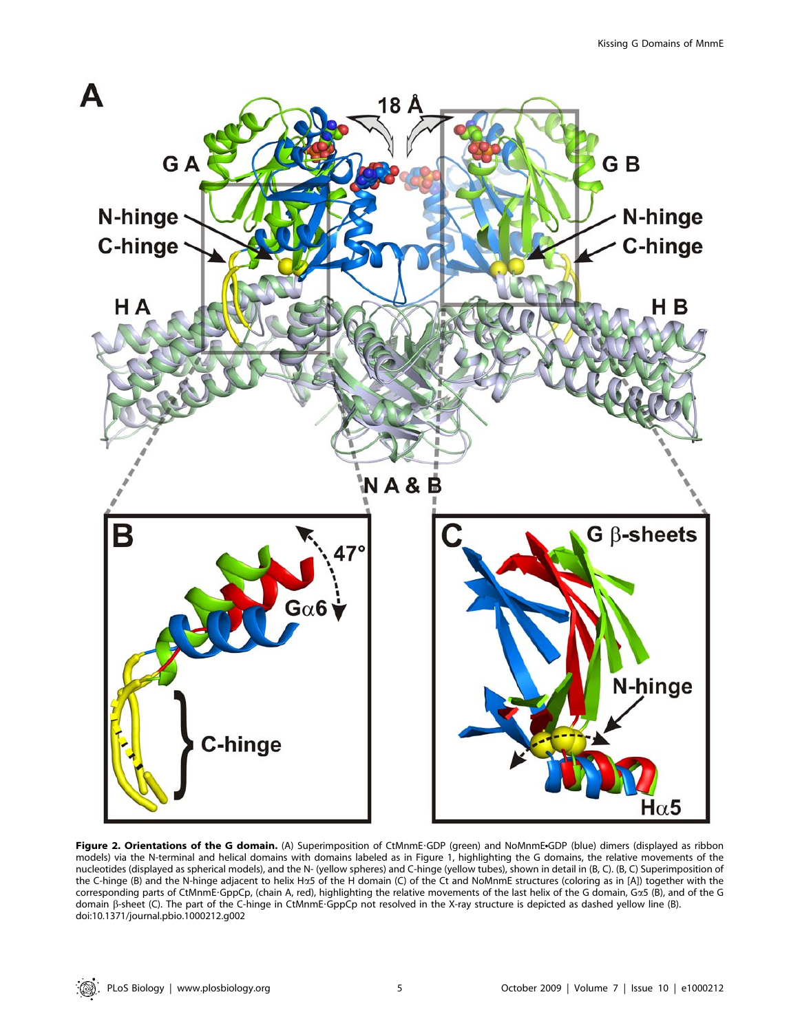**Figure 2. Orientations of the G domain.** (A) Superimposition of CtMnmE·GDP (green) and NoMnmE•GDP (blue) dimers (displayed as ribbon models) via the N-terminal and helical domains with domains labeled as in Figure 1, highlighting the G domains, the relative movements of the nucleotides (displayed as spherical models), and the N- (yellow spheres) and C-hinge (yellow tubes), shown in detail in (B, C). (B, C) Superimposition of the C-hinge (B) and the N-hinge adjacent to helix H$\alpha$5 of the H domain (C) of the Ct and NoMnmE structures (coloring as in [A]) together with the corresponding parts of CtMnmE·GppCp, (chain A, red), highlighting the relative movements of the last helix of the G domain, G$\alpha$5 (B), and of the G domain β-sheet (C). The part of the C-hinge in CtMnmE·GppCp not resolved in the X-ray structure is depicted as dashed yellow line (B).
doi:10.1371/journal.pbio.1000212.g002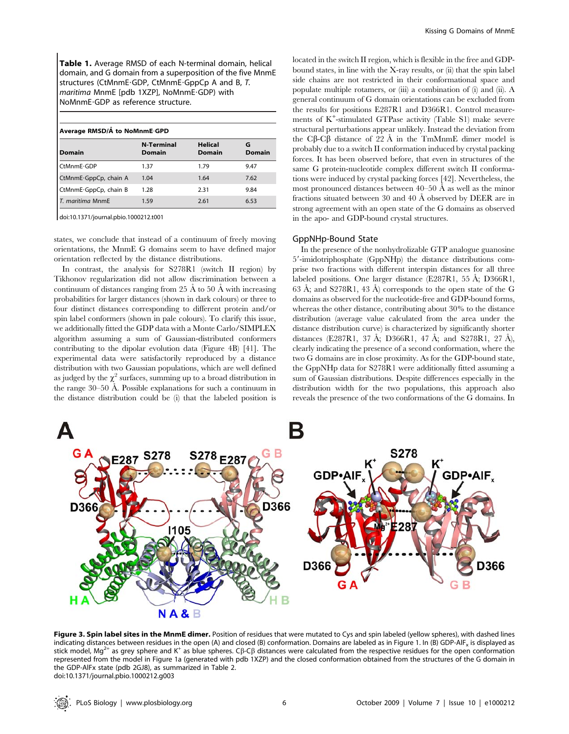**Table 1.** Average RMSD of each N-terminal domain, helical domain, and G domain from a superposition of the five MnmE structures (CtMnmE·GDP, CtMnmE·GppCp A and B, *T. maritima* MnmE [pdb 1XZP], NoMnmE·GDP) with NoMnmE·GDP as reference structure.

| Average RMSD/Å to NoMnmE·GPD | | | |
|---|---|---|---|
| **Domain** | **N-Terminal Domain** | **Helical Domain** | **G Domain** |
| CtMnmE·GDP | 1.37 | 1.79 | 9.47 |
| CtMnmE·GppCp, chain A | 1.04 | 1.64 | 7.62 |
| CtMnmE·GppCp, chain B | 1.28 | 2.31 | 9.84 |
| *T. maritima* MnmE | 1.59 | 2.61 | 6.53 |

doi:10.1371/journal.pbio.1000212.t001

states, we conclude that instead of a continuum of freely moving orientations, the MnmE G domains seem to have defined major orientation reflected by the distance distributions.

In contrast, the analysis for S278R1 (switch II region) by Tikhonov regularization did not allow discrimination between a continuum of distances ranging from 25 Å to 50 Å with increasing probabilities for larger distances (shown in dark colours) or three to four distinct distances corresponding to different protein and/or spin label conformers (shown in pale colours). To clarify this issue, we additionally fitted the GDP data with a Monte Carlo/SIMPLEX algorithm assuming a sum of Gaussian-distributed conformers contributing to the dipolar evolution data (Figure 4B) [41]. The experimental data were satisfactorily reproduced by a distance distribution with two Gaussian populations, which are well defined as judged by the $\chi^2$ surfaces, summing up to a broad distribution in the range 30–50 Å. Possible explanations for such a continuum in the distance distribution could be (i) that the labeled position is located in the switch II region, which is flexible in the free and GDP-bound states, in line with the X-ray results, or (ii) that the spin label side chains are not restricted in their conformational space and populate multiple rotamers, or (iii) a combination of (i) and (ii). A general continuum of G domain orientations can be excluded from the results for positions E287R1 and D366R1. Control measurements of $K^+$-stimulated GTPase activity (Table S1) make severe structural perturbations appear unlikely. Instead the deviation from the Cβ-Cβ distance of 22 Å in the TmMnmE dimer model is probably due to a switch II conformation induced by crystal packing forces. It has been observed before, that even in structures of the same G protein-nucleotide complex different switch II conformations were induced by crystal packing forces [42]. Nevertheless, the most pronounced distances between 40–50 Å as well as the minor fractions situated between 30 and 40 Å observed by DEER are in strong agreement with an open state of the G domains as observed in the apo- and GDP-bound crystal structures.

## GppNHp-Bound State

In the presence of the nonhydrolizable GTP analogue guanosine 5′-imidotriphosphate (GppNHp) the distance distributions comprise two fractions with different interspin distances for all three labeled positions. One larger distance (E287R1, 55 Å; D366R1, 63 Å; and S278R1, 43 Å) corresponds to the open state of the G domains as observed for the nucleotide-free and GDP-bound forms, whereas the other distance, contributing about 30% to the distance distribution (average value calculated from the area under the distance distribution curve) is characterized by significantly shorter distances (E287R1, 37 Å; D366R1, 47 Å; and S278R1, 27 Å), clearly indicating the presence of a second conformation, where the two G domains are in close proximity. As for the GDP-bound state, the GppNHp data for S278R1 were additionally fitted assuming a sum of Gaussian distributions. Despite differences especially in the distribution width for the two populations, this approach also reveals the presence of the two conformations of the G domains. In

**Figure 3. Spin label sites in the MnmE dimer.** Position of residues that were mutated to Cys and spin labeled (yellow spheres), with dashed lines indicating distances between residues in the open (A) and closed (B) conformation. Domains are labeled as in Figure 1. In (B) GDP-AlF$_x$ is displayed as stick model, $Mg^{2+}$ as grey sphere and $K^+$ as blue spheres. Cβ-Cβ distances were calculated from the respective residues for the open conformation represented from the model in Figure 1a (generated with pdb 1XZP) and the closed conformation obtained from the structures of the G domain in the GDP-AlFx state (pdb 2GJ8), as summarized in Table 2.
doi:10.1371/journal.pbio.1000212.g003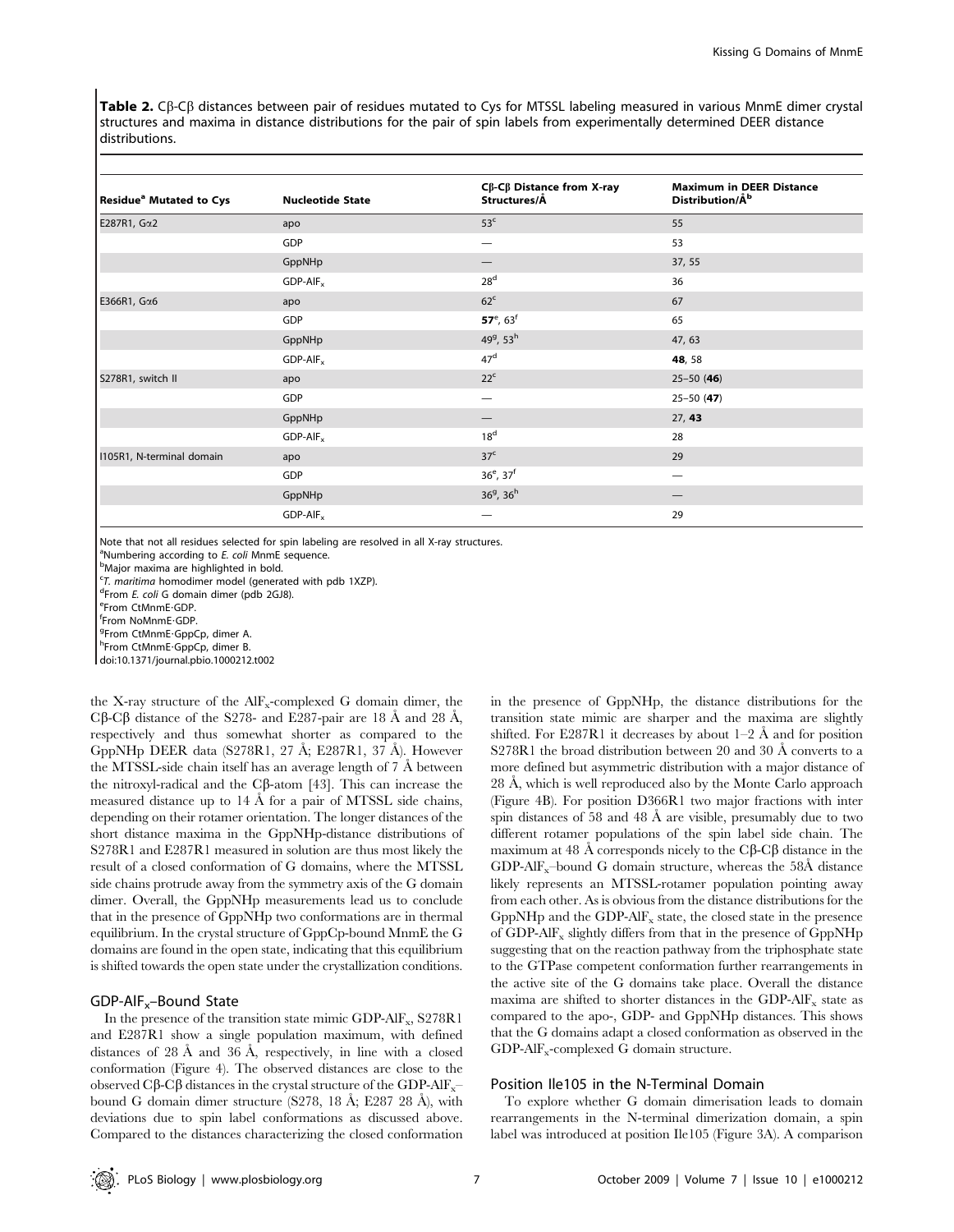**Table 2.** Cβ-Cβ distances between pair of residues mutated to Cys for MTSSL labeling measured in various MnmE dimer crystal structures and maxima in distance distributions for the pair of spin labels from experimentally determined DEER distance distributions.

| Residue[a] Mutated to Cys | Nucleotide State | Cβ-Cβ Distance from X-ray Structures/Å | Maximum in DEER Distance Distribution/Å[b] |
|---|---|---|---|
| E287R1, Gα2 | apo | 53[c] | 55 |
| | GDP | — | 53 |
| | GppNHp | — | 37, 55 |
| | GDP-AlF$_x$ | 28[d] | 36 |
| E366R1, Gα6 | apo | 62[c] | 67 |
| | GDP | **57**[e], 63[f] | 65 |
| | GppNHp | 49[g], 53[h] | 47, 63 |
| | GDP-AlF$_x$ | 47[d] | **48**, 58 |
| S278R1, switch II | apo | 22[c] | 25–50 (**46**) |
| | GDP | — | 25–50 (**47**) |
| | GppNHp | — | 27, **43** |
| | GDP-AlF$_x$ | 18[d] | 28 |
| I105R1, N-terminal domain | apo | 37[c] | 29 |
| | GDP | 36[e], 37[f] | — |
| | GppNHp | 36[g], 36[h] | — |
| | GDP-AlF$_x$ | — | 29 |

Note that not all residues selected for spin labeling are resolved in all X-ray structures.
[a]Numbering according to *E. coli* MnmE sequence.
[b]Major maxima are highlighted in bold.
[c]*T. maritima* homodimer model (generated with pdb 1XZP).
[d]From *E. coli* G domain dimer (pdb 2GJ8).
[e]From CtMnmE·GDP.
[f]From NoMnmE·GDP.
[g]From CtMnmE·GppCp, dimer A.
[h]From CtMnmE·GppCp, dimer B.
doi:10.1371/journal.pbio.1000212.t002

the X-ray structure of the AlF$_x$-complexed G domain dimer, the Cβ-Cβ distance of the S278- and E287-pair are 18 Å and 28 Å, respectively and thus somewhat shorter as compared to the GppNHp DEER data (S278R1, 27 Å; E287R1, 37 Å). However the MTSSL-side chain itself has an average length of 7 Å between the nitroxyl-radical and the Cβ-atom [43]. This can increase the measured distance up to 14 Å for a pair of MTSSL side chains, depending on their rotamer orientation. The longer distances of the short distance maxima in the GppNHp-distance distributions of S278R1 and E287R1 measured in solution are thus most likely the result of a closed conformation of G domains, where the MTSSL side chains protrude away from the symmetry axis of the G domain dimer. Overall, the GppNHp measurements lead us to conclude that in the presence of GppNHp two conformations are in thermal equilibrium. In the crystal structure of GppCp-bound MnmE the G domains are found in the open state, indicating that this equilibrium is shifted towards the open state under the crystallization conditions.

### GDP-AlF$_x$–Bound State

In the presence of the transition state mimic GDP-AlF$_x$, S278R1 and E287R1 show a single population maximum, with defined distances of 28 Å and 36 Å, respectively, in line with a closed conformation (Figure 4). The observed distances are close to the observed Cβ-Cβ distances in the crystal structure of the GDP-AlF$_x$–bound G domain dimer structure (S278, 18 Å; E287 28 Å), with deviations due to spin label conformations as discussed above. Compared to the distances characterizing the closed conformation in the presence of GppNHp, the distance distributions for the transition state mimic are sharper and the maxima are slightly shifted. For E287R1 it decreases by about 1–2 Å and for position S278R1 the broad distribution between 20 and 30 Å converts to a more defined but asymmetric distribution with a major distance of 28 Å, which is well reproduced also by the Monte Carlo approach (Figure 4B). For position D366R1 two major fractions with inter spin distances of 58 and 48 Å are visible, presumably due to two different rotamer populations of the spin label side chain. The maximum at 48 Å corresponds nicely to the Cβ-Cβ distance in the GDP-AlF$_x$–bound G domain structure, whereas the 58Å distance likely represents an MTSSL-rotamer population pointing away from each other. As is obvious from the distance distributions for the GppNHp and the GDP-AlF$_x$ state, the closed state in the presence of GDP-AlF$_x$ slightly differs from that in the presence of GppNHp suggesting that on the reaction pathway from the triphosphate state to the GTPase competent conformation further rearrangements in the active site of the G domains take place. Overall the distance maxima are shifted to shorter distances in the GDP-AlF$_x$ state as compared to the apo-, GDP- and GppNHp distances. This shows that the G domains adapt a closed conformation as observed in the GDP-AlF$_x$-complexed G domain structure.

### Position Ile105 in the N-Terminal Domain

To explore whether G domain dimerisation leads to domain rearrangements in the N-terminal dimerization domain, a spin label was introduced at position Ile105 (Figure 3A). A comparison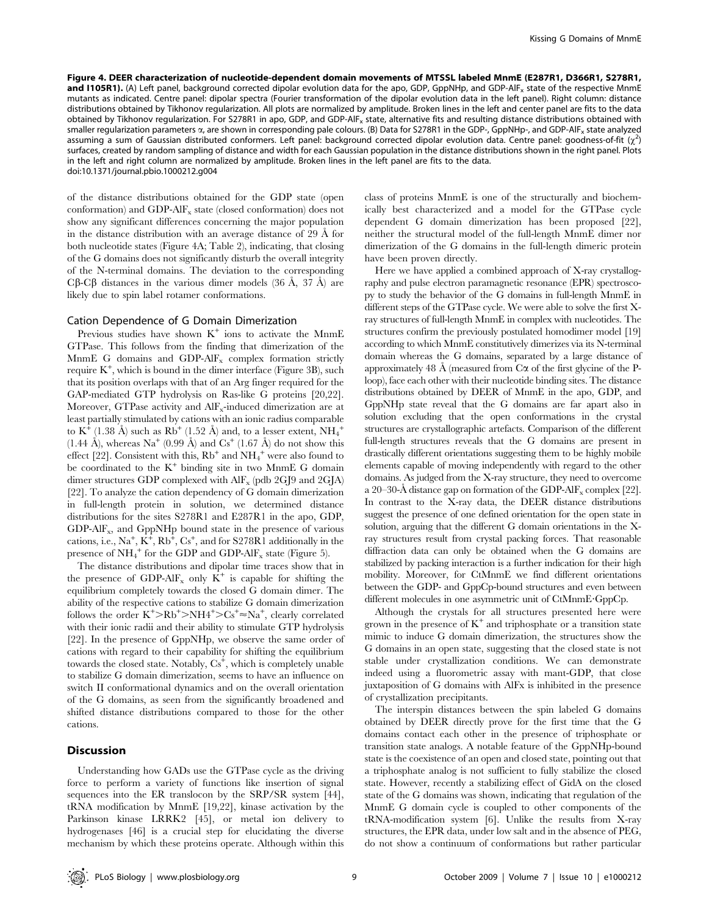**Figure 4. DEER characterization of nucleotide-dependent domain movements of MTSSL labeled MnmE (E287R1, D366R1, S278R1, and I105R1).** (A) Left panel, background corrected dipolar evolution data for the apo, GDP, GppNHp, and GDP-$AlF_x$ state of the respective MnmE mutants as indicated. Centre panel: dipolar spectra (Fourier transformation of the dipolar evolution data in the left panel). Right column: distance distributions obtained by Tikhonov regularization. All plots are normalized by amplitude. Broken lines in the left and center panel are fits to the data obtained by Tikhonov regularization. For S278R1 in apo, GDP, and GDP-$AlF_x$ state, alternative fits and resulting distance distributions obtained with smaller regularization parameters $\alpha$, are shown in corresponding pale colours. (B) Data for S278R1 in the GDP-, GppNHp-, and GDP-$AlF_x$ state analyzed assuming a sum of Gaussian distributed conformers. Left panel: background corrected dipolar evolution data. Centre panel: goodness-of-fit ($\chi^2$) surfaces, created by random sampling of distance and width for each Gaussian population in the distance distributions shown in the right panel. Plots in the left and right column are normalized by amplitude. Broken lines in the left panel are fits to the data.
doi:10.1371/journal.pbio.1000212.g004

of the distance distributions obtained for the GDP state (open conformation) and GDP-$AlF_x$ state (closed conformation) does not show any significant differences concerning the major population in the distance distribution with an average distance of 29 Å for both nucleotide states (Figure 4A; Table 2), indicating, that closing of the G domains does not significantly disturb the overall integrity of the N-terminal domains. The deviation to the corresponding Cβ-Cβ distances in the various dimer models (36 Å, 37 Å) are likely due to spin label rotamer conformations.

## Cation Dependence of G Domain Dimerization

Previous studies have shown $K^+$ ions to activate the MnmE GTPase. This follows from the finding that dimerization of the MnmE G domains and GDP-$AlF_x$ complex formation strictly require $K^+$, which is bound in the dimer interface (Figure 3B), such that its position overlaps with that of an Arg finger required for the GAP-mediated GTP hydrolysis on Ras-like G proteins [20,22]. Moreover, GTPase activity and $AlF_x$-induced dimerization are at least partially stimulated by cations with an ionic radius comparable to $K^+$ (1.38 Å) such as $Rb^+$ (1.52 Å) and, to a lesser extent, $NH_4^+$ (1.44 Å), whereas $Na^+$ (0.99 Å) and $Cs^+$ (1.67 Å) do not show this effect [22]. Consistent with this, $Rb^+$ and $NH_4^+$ were also found to be coordinated to the $K^+$ binding site in two MnmE G domain dimer structures GDP complexed with $AlF_x$ (pdb 2GJ9 and 2GJA) [22]. To analyze the cation dependency of G domain dimerization in full-length protein in solution, we determined distance distributions for the sites S278R1 and E287R1 in the apo, GDP, GDP-$AlF_x$, and GppNHp bound state in the presence of various cations, i.e., $Na^+$, $K^+$, $Rb^+$, $Cs^+$, and for S278R1 additionally in the presence of $NH_4^+$ for the GDP and GDP-$AlF_x$ state (Figure 5).

The distance distributions and dipolar time traces show that in the presence of GDP-$AlF_x$ only $K^+$ is capable for shifting the equilibrium completely towards the closed G domain dimer. The ability of the respective cations to stabilize G domain dimerization follows the order $K^+ > Rb^+ > NH4^+ > Cs^+ \approx Na^+$, clearly correlated with their ionic radii and their ability to stimulate GTP hydrolysis [22]. In the presence of GppNHp, we observe the same order of cations with regard to their capability for shifting the equilibrium towards the closed state. Notably, $Cs^+$, which is completely unable to stabilize G domain dimerization, seems to have an influence on switch II conformational dynamics and on the overall orientation of the G domains, as seen from the significantly broadened and shifted distance distributions compared to those for the other cations.

## Discussion

Understanding how GADs use the GTPase cycle as the driving force to perform a variety of functions like insertion of signal sequences into the ER translocon by the SRP/SR system [44], tRNA modification by MnmE [19,22], kinase activation by the Parkinson kinase LRRK2 [45], or metal ion delivery to hydrogenases [46] is a crucial step for elucidating the diverse mechanism by which these proteins operate. Although within this class of proteins MnmE is one of the structurally and biochemically best characterized and a model for the GTPase cycle dependent G domain dimerization has been proposed [22], neither the structural model of the full-length MnmE dimer nor dimerization of the G domains in the full-length dimeric protein have been proven directly.

Here we have applied a combined approach of X-ray crystallography and pulse electron paramagnetic resonance (EPR) spectroscopy to study the behavior of the G domains in full-length MnmE in different steps of the GTPase cycle. We were able to solve the first X-ray structures of full-length MnmE in complex with nucleotides. The structures confirm the previously postulated homodimer model [19] according to which MnmE constitutively dimerizes via its N-terminal domain whereas the G domains, separated by a large distance of approximately 48 Å (measured from Cα of the first glycine of the P-loop), face each other with their nucleotide binding sites. The distance distributions obtained by DEER of MnmE in the apo, GDP, and GppNHp state reveal that the G domains are far apart also in solution excluding that the open conformations in the crystal structures are crystallographic artefacts. Comparison of the different full-length structures reveals that the G domains are present in drastically different orientations suggesting them to be highly mobile elements capable of moving independently with regard to the other domains. As judged from the X-ray structure, they need to overcome a 20–30-Å distance gap on formation of the GDP-$AlF_x$ complex [22]. In contrast to the X-ray data, the DEER distance distributions suggest the presence of one defined orientation for the open state in solution, arguing that the different G domain orientations in the X-ray structures result from crystal packing forces. That reasonable diffraction data can only be obtained when the G domains are stabilized by packing interaction is a further indication for their high mobility. Moreover, for CtMnmE we find different orientations between the GDP- and GppCp-bound structures and even between different molecules in one asymmetric unit of CtMnmE·GppCp.

Although the crystals for all structures presented here were grown in the presence of $K^+$ and triphosphate or a transition state mimic to induce G domain dimerization, the structures show the G domains in an open state, suggesting that the closed state is not stable under crystallization conditions. We can demonstrate indeed using a fluorometric assay with mant-GDP, that close juxtaposition of G domains with AlFx is inhibited in the presence of crystallization precipitants.

The interspin distances between the spin labeled G domains obtained by DEER directly prove for the first time that the G domains contact each other in the presence of triphosphate or transition state analogs. A notable feature of the GppNHp-bound state is the coexistence of an open and closed state, pointing out that a triphosphate analog is not sufficient to fully stabilize the closed state. However, recently a stabilizing effect of GidA on the closed state of the G domains was shown, indicating that regulation of the MnmE G domain cycle is coupled to other components of the tRNA-modification system [6]. Unlike the results from X-ray structures, the EPR data, under low salt and in the absence of PEG, do not show a continuum of conformations but rather particular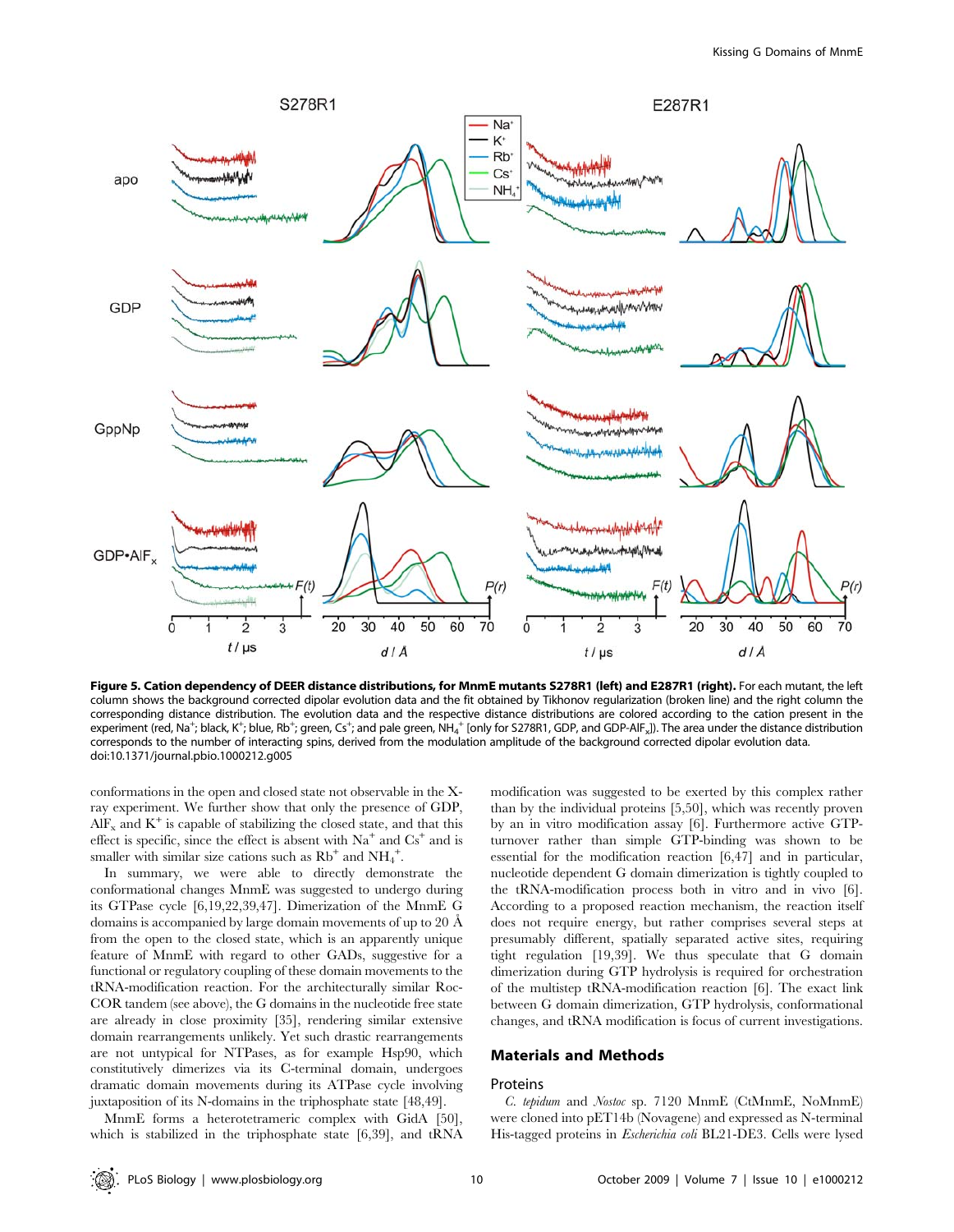**Figure 5. Cation dependency of DEER distance distributions, for MnmE mutants S278R1 (left) and E287R1 (right).** For each mutant, the left column shows the background corrected dipolar evolution data and the fit obtained by Tikhonov regularization (broken line) and the right column the corresponding distance distribution. The evolution data and the respective distance distributions are colored according to the cation present in the experiment (red, $Na^+$; black, $K^+$; blue, $Rb^+$; green, $Cs^+$; and pale green, $NH_4^+$ [only for S278R1, GDP, and GDP-$AlF_x$]). The area under the distance distribution corresponds to the number of interacting spins, derived from the modulation amplitude of the background corrected dipolar evolution data.
doi:10.1371/journal.pbio.1000212.g005

conformations in the open and closed state not observable in the X-ray experiment. We further show that only the presence of GDP, $AlF_x$ and $K^+$ is capable of stabilizing the closed state, and that this effect is specific, since the effect is absent with $Na^+$ and $Cs^+$ and is smaller with similar size cations such as $Rb^+$ and $NH_4^+$.

In summary, we were able to directly demonstrate the conformational changes MnmE was suggested to undergo during its GTPase cycle [6,19,22,39,47]. Dimerization of the MnmE G domains is accompanied by large domain movements of up to 20 Å from the open to the closed state, which is an apparently unique feature of MnmE with regard to other GADs, suggestive for a functional or regulatory coupling of these domain movements to the tRNA-modification reaction. For the architecturally similar Roc-COR tandem (see above), the G domains in the nucleotide free state are already in close proximity [35], rendering similar extensive domain rearrangements unlikely. Yet such drastic rearrangements are not untypical for NTPases, as for example Hsp90, which constitutively dimerizes via its C-terminal domain, undergoes dramatic domain movements during its ATPase cycle involving juxtaposition of its N-domains in the triphosphate state [48,49].

MnmE forms a heterotetrameric complex with GidA [50], which is stabilized in the triphosphate state [6,39], and tRNA modification was suggested to be exerted by this complex rather than by the individual proteins [5,50], which was recently proven by an in vitro modification assay [6]. Furthermore active GTP-turnover rather than simple GTP-binding was shown to be essential for the modification reaction [6,47] and in particular, nucleotide dependent G domain dimerization is tightly coupled to the tRNA-modification process both in vitro and in vivo [6]. According to a proposed reaction mechanism, the reaction itself does not require energy, but rather comprises several steps at presumably different, spatially separated active sites, requiring tight regulation [19,39]. We thus speculate that G domain dimerization during GTP hydrolysis is required for orchestration of the multistep tRNA-modification reaction [6]. The exact link between G domain dimerization, GTP hydrolysis, conformational changes, and tRNA modification is focus of current investigations.

## Materials and Methods

### Proteins

*C. tepidum* and *Nostoc* sp. 7120 MnmE (CtMnmE, NoMnmE) were cloned into pET14b (Novagene) and expressed as N-terminal His-tagged proteins in *Escherichia coli* BL21-DE3. Cells were lysed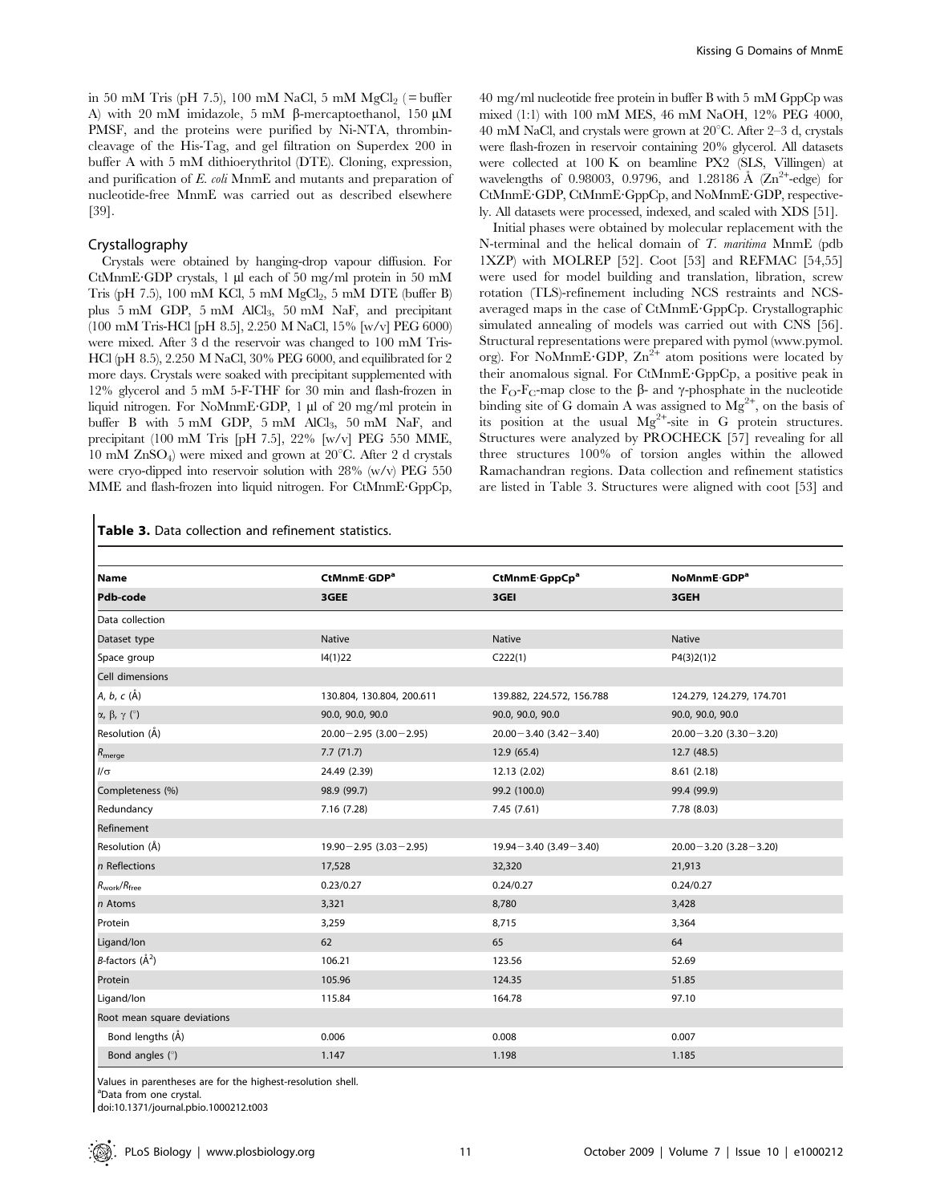in 50 mM Tris (pH 7.5), 100 mM NaCl, 5 mM $MgCl_2$ (= buffer A) with 20 mM imidazole, 5 mM β-mercaptoethanol, 150 µM PMSF, and the proteins were purified by Ni-NTA, thrombin-cleavage of the His-Tag, and gel filtration on Superdex 200 in buffer A with 5 mM GDP. Cloning, expression, and purification of *E. coli* MnmE and mutants and preparation of nucleotide-free MnmE was carried out as described elsewhere [39].

## Crystallography

Crystals were obtained by hanging-drop vapour diffusion. For CtMnmE·GDP crystals, 1 µl each of 50 mg/ml protein in 50 mM Tris (pH 7.5), 100 mM KCl, 5 mM $MgCl_2$, 5 mM DTE (buffer B) plus 5 mM GDP, 5 mM $AlCl_3$, 50 mM NaF, and precipitant (100 mM Tris-HCl [pH 8.5], 2.250 M NaCl, 15% [w/v] PEG 6000) were mixed. After 3 d the reservoir was changed to 100 mM Tris-HCl (pH 8.5), 2.250 M NaCl, 30% PEG 6000, and equilibrated for 2 more days. Crystals were soaked with precipitant supplemented with 12% glycerol and 5 mM 5-F-THF for 30 min and flash-frozen in liquid nitrogen. For NoMnmE·GDP, 1 µl of 20 mg/ml protein in buffer B with 5 mM GDP, 5 mM $AlCl_3$, 50 mM NaF, and precipitant (100 mM Tris [pH 7.5], 22% [w/v] PEG 550 MME, 10 mM $ZnSO_4$) were mixed and grown at 20°C. After 2 d crystals were cryo-dipped into reservoir solution with 28% (w/v) PEG 550 MME and flash-frozen into liquid nitrogen. For CtMnmE·GppCp, 40 mg/ml nucleotide free protein in buffer B with 5 mM GppCp was mixed (1:1) with 100 mM MES, 46 mM NaOH, 12% PEG 4000, 40 mM NaCl, and crystals were grown at 20°C. After 2–3 d, crystals were flash-frozen in reservoir containing 20% glycerol. All datasets were collected at 100 K on beamline PX2 (SLS, Villingen) at wavelengths of 0.98003, 0.9796, and 1.28186 Å ($Zn^{2+}$-edge) for CtMnmE·GDP, CtMnmE·GppCp, and NoMnmE·GDP, respectively. All datasets were processed, indexed, and scaled with XDS [51].

Initial phases were obtained by molecular replacement with the N-terminal and the helical domain of *T. maritima* MnmE (pdb 1XZP) with MOLREP [52]. Coot [53] and REFMAC [54,55] were used for model building and translation, libration, screw rotation (TLS)-refinement including NCS restraints and NCS-averaged maps in the case of CtMnmE·GppCp. Crystallographic simulated annealing of models was carried out with CNS [56]. Structural representations were prepared with pymol (www.pymol.org). For NoMnmE·GDP, $Zn^{2+}$ atom positions were located by their anomalous signal. For CtMnmE·GppCp, a positive peak in the $F_O$-$F_C$-map close to the β- and γ-phosphate in the nucleotide binding site of G domain A was assigned to $Mg^{2+}$, on the basis of its position at the usual $Mg^{2+}$-site in G protein structures. Structures were analyzed by PROCHECK [57] revealing for all three structures 100% of torsion angles within the allowed Ramachandran regions. Data collection and refinement statistics are listed in Table 3. Structures were aligned with coot [53] and

**Table 3.** Data collection and refinement statistics.

| Name | CtMnmE·GDP[a] | CtMnmE·GppCp[a] | NoMnmE·GDP[a] |
|---|---|---|---|
| **Pdb-code** | **3GEE** | **3GEI** | **3GEH** |
| Data collection | | | |
| Dataset type | Native | Native | Native |
| Space group | I4(1)22 | C222(1) | P4(3)2(1)2 |
| Cell dimensions | | | |
| *A, b, c* (Å) | 130.804, 130.804, 200.611 | 139.882, 224.572, 156.788 | 124.279, 124.279, 174.701 |
| α, β, γ (°) | 90.0, 90.0, 90.0 | 90.0, 90.0, 90.0 | 90.0, 90.0, 90.0 |
| Resolution (Å) | 20.00−2.95 (3.00−2.95) | 20.00−3.40 (3.42−3.40) | 20.00−3.20 (3.30−3.20) |
| $R_{merge}$ | 7.7 (71.7) | 12.9 (65.4) | 12.7 (48.5) |
| $I/\sigma$ | 24.49 (2.39) | 12.13 (2.02) | 8.61 (2.18) |
| Completeness (%) | 98.9 (99.7) | 99.2 (100.0) | 99.4 (99.9) |
| Redundancy | 7.16 (7.28) | 7.45 (7.61) | 7.78 (8.03) |
| Refinement | | | |
| Resolution (Å) | 19.90−2.95 (3.03−2.95) | 19.94−3.40 (3.49−3.40) | 20.00−3.20 (3.28−3.20) |
| *n* Reflections | 17,528 | 32,320 | 21,913 |
| $R_{work}/R_{free}$ | 0.23/0.27 | 0.24/0.27 | 0.24/0.27 |
| *n* Atoms | 3,321 | 8,780 | 3,428 |
| Protein | 3,259 | 8,715 | 3,364 |
| Ligand/Ion | 62 | 65 | 64 |
| *B*-factors (Å$^2$) | 106.21 | 123.56 | 52.69 |
| Protein | 105.96 | 124.35 | 51.85 |
| Ligand/Ion | 115.84 | 164.78 | 97.10 |
| Root mean square deviations | | | |
| Bond lengths (Å) | 0.006 | 0.008 | 0.007 |
| Bond angles (°) | 1.147 | 1.198 | 1.185 |

Values in parentheses are for the highest-resolution shell.
[a]Data from one crystal.
doi:10.1371/journal.pbio.1000212.t003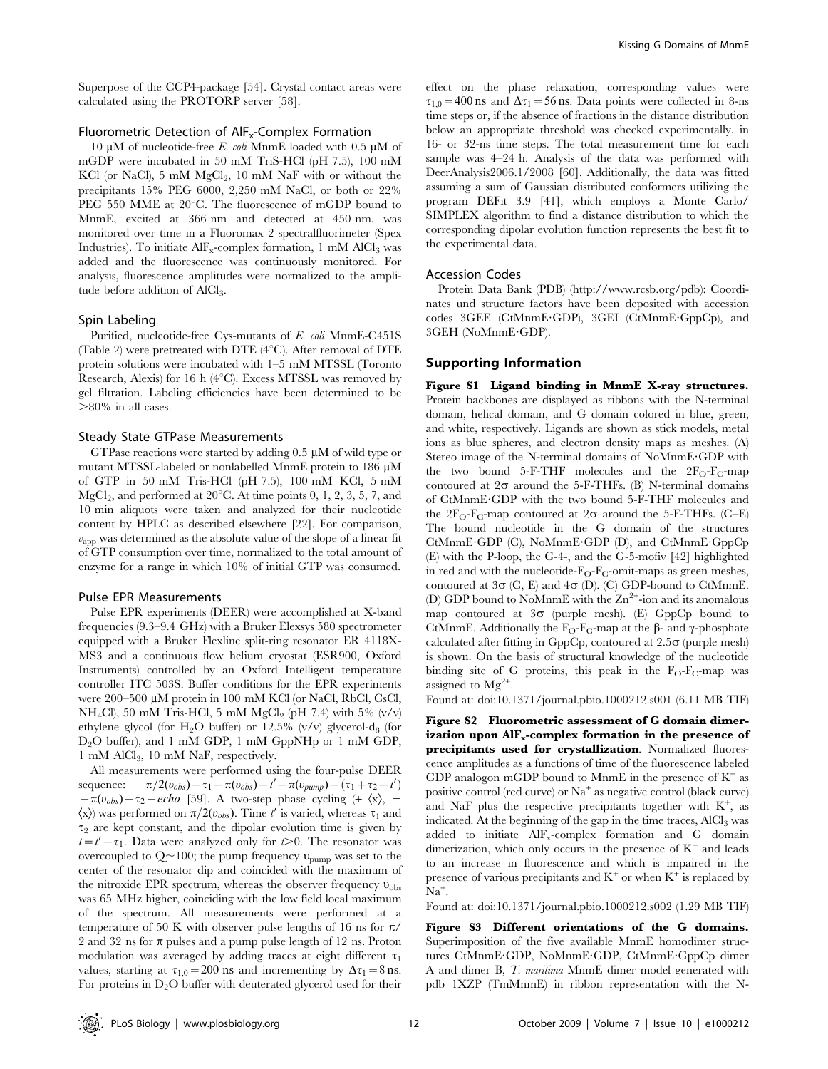Superpose of the CCP4-package [54]. Crystal contact areas were calculated using the PROTORP server [58].

### Fluorometric Detection of $AlF_x$-Complex Formation

10 µM of nucleotide-free *E. coli* MnmE loaded with 0.5 µM of mGDP were incubated in 50 mM TriS-HCl (pH 7.5), 100 mM KCl (or NaCl), 5 mM $MgCl_2$, 10 mM NaF with or without the precipitants 15% PEG 6000, 2,250 mM NaCl, or both or 22% PEG 550 MME at 20°C. The fluorescence of mGDP bound to MnmE, excited at 366 nm and detected at 450 nm, was monitored over time in a Fluoromax 2 spectralfluorimeter (Spex Industries). To initiate $AlF_x$-complex formation, 1 mM $AlCl_3$ was added and the fluorescence was continuously monitored. For analysis, fluorescence amplitudes were normalized to the amplitude before addition of $AlCl_3$.

### Spin Labeling

Purified, nucleotide-free Cys-mutants of *E. coli* MnmE-C451S (Table 2) were pretreated with DTE (4°C). After removal of DTE protein solutions were incubated with 1–5 mM MTSSL (Toronto Research, Alexis) for 16 h (4°C). Excess MTSSL was removed by gel filtration. Labeling efficiencies have been determined to be >80% in all cases.

### Steady State GTPase Measurements

GTPase reactions were started by adding 0.5 µM of wild type or mutant MTSSL-labeled or nonlabelled MnmE protein to 186 µM of GTP in 50 mM Tris-HCl (pH 7.5), 100 mM KCl, 5 mM $MgCl_2$, and performed at 20°C. At time points 0, 1, 2, 3, 5, 7, and 10 min aliquots were taken and analyzed for their nucleotide content by HPLC as described elsewhere [22]. For comparison, $v_{app}$ was determined as the absolute value of the slope of a linear fit of GTP consumption over time, normalized to the total amount of enzyme for a range in which 10% of initial GTP was consumed.

### Pulse EPR Measurements

Pulse EPR experiments (DEER) were accomplished at X-band frequencies (9.3–9.4 GHz) with a Bruker Elexsys 580 spectrometer equipped with a Bruker Flexline split-ring resonator ER 4118X-MS3 and a continuous flow helium cryostat (ESR900, Oxford Instruments) controlled by an Oxford Intelligent temperature controller ITC 503S. Buffer conditions for the EPR experiments were 200–500 µM protein in 100 mM KCl (or NaCl, RbCl, CsCl, $NH_4Cl$), 50 mM Tris-HCl, 5 mM $MgCl_2$ (pH 7.4) with 5% (v/v) ethylene glycol (for $H_2O$ buffer) or 12.5% (v/v) glycerol-$d_8$ (for $D_2O$ buffer), and 1 mM GDP, 1 mM GppNHp or 1 mM GDP, 1 mM $AlCl_3$, 10 mM NaF, respectively.

All measurements were performed using the four-pulse DEER sequence: $\pi/2(\upsilon_{obs})-\tau_1-\pi(\upsilon_{obs})-t'-\pi(\upsilon_{pump})-(\tau_1+\tau_2-t')-\pi(\upsilon_{obs})-\tau_2-echo$ [59]. A two-step phase cycling (+ $\langle x \rangle$, − $\langle x \rangle$) was performed on $\pi/2(\upsilon_{obs})$. Time $t'$ is varied, whereas $\tau_1$ and $\tau_2$ are kept constant, and the dipolar evolution time is given by $t=t'-\tau_1$. Data were analyzed only for $t>0$. The resonator was overcoupled to $Q\sim100$; the pump frequency $\upsilon_{pump}$ was set to the center of the resonator dip and coincided with the maximum of the nitroxide EPR spectrum, whereas the observer frequency $\upsilon_{obs}$ was 65 MHz higher, coinciding with the low field local maximum of the spectrum. All measurements were performed at a temperature of 50 K with observer pulse lengths of 16 ns for $\pi/2$ and 32 ns for $\pi$ pulses and a pump pulse length of 12 ns. Proton modulation was averaged by adding traces at eight different $\tau_1$ values, starting at $\tau_{1,0}=200$ ns and incrementing by $\Delta\tau_1=8$ ns. For proteins in $D_2O$ buffer with deuterated glycerol used for their effect on the phase relaxation, corresponding values were $\tau_{1,0}=400$ ns and $\Delta\tau_1=56$ ns. Data points were collected in 8-ns time steps or, if the absence of fractions in the distance distribution below an appropriate threshold was checked experimentally, in 16- or 32-ns time steps. The total measurement time for each sample was 4–24 h. Analysis of the data was performed with DeerAnalysis2006.1/2008 [60]. Additionally, the data was fitted assuming a sum of Gaussian distributed conformers utilizing the program DEFit 3.9 [41], which employs a Monte Carlo/SIMPLEX algorithm to find a distance distribution to which the corresponding dipolar evolution function represents the best fit to the experimental data.

### Accession Codes

Protein Data Bank (PDB) (http://www.rcsb.org/pdb): Coordinates und structure factors have been deposited with accession codes 3GEE (CtMnmE·GDP), 3GEI (CtMnmE·GppCp), and 3GEH (NoMnmE·GDP).

## Supporting Information

**Figure S1 Ligand binding in MnmE X-ray structures.** Protein backbones are displayed as ribbons with the N-terminal domain, helical domain, and G domain colored in blue, green, and white, respectively. Ligands are shown as stick models, metal ions as blue spheres, and electron density maps as meshes. (A) Stereo image of the N-terminal domains of NoMnmE·GDP with the two bound 5-F-THF molecules and the $2F_O$-$F_C$-map contoured at 2σ around the 5-F-THFs. (B) N-terminal domains of CtMnmE·GDP with the two bound 5-F-THF molecules and the $2F_O$-$F_C$-map contoured at 2σ around the 5-F-THFs. (C–E) The bound nucleotide in the G domain of the structures CtMnmE·GDP (C), NoMnmE·GDP (D), and CtMnmE·GppCp (E) with the P-loop, the G-4-, and the G-5-mofiv [42] highlighted in red and with the nucleotide-$F_O$-$F_C$-omit-maps as green meshes, contoured at 3σ (C, E) and 4σ (D). (C) GDP-bound to CtMnmE. (D) GDP bound to NoMnmE with the $Zn^{2+}$-ion and its anomalous map contoured at 3σ (purple mesh). (E) GppCp bound to CtMnmE. Additionally the $F_O$-$F_C$-map at the β- and γ-phosphate calculated after fitting in GppCp, contoured at 2.5σ (purple mesh) is shown. On the basis of structural knowledge of the nucleotide binding site of G proteins, this peak in the $F_O$-$F_C$-map was assigned to $Mg^{2+}$.

Found at: doi:10.1371/journal.pbio.1000212.s001 (6.11 MB TIF)

**Figure S2 Fluorometric assessment of G domain dimerization upon $AlF_x$-complex formation in the presence of precipitants used for crystallization.** Normalized fluorescence amplitudes as a functions of time of the fluorescence labeled GDP analogon mGDP bound to MnmE in the presence of $K^+$ as positive control (red curve) or $Na^+$ as negative control (black curve) and NaF plus the respective precipitants together with $K^+$, as indicated. At the beginning of the gap in the time traces, $AlCl_3$ was added to initiate $AlF_x$-complex formation and G domain dimerization, which only occurs in the presence of $K^+$ and leads to an increase in fluorescence and which is impaired in the presence of various precipitants and $K^+$ or when $K^+$ is replaced by $Na^+$.

Found at: doi:10.1371/journal.pbio.1000212.s002 (1.29 MB TIF)

**Figure S3 Different orientations of the G domains.** Superimposition of the five available MnmE homodimer structures CtMnmE·GDP, NoMnmE·GDP, CtMnmE·GppCp dimer A and dimer B, *T. maritima* MnmE dimer model generated with pdb 1XZP (TmMnmE) in ribbon representation with the N-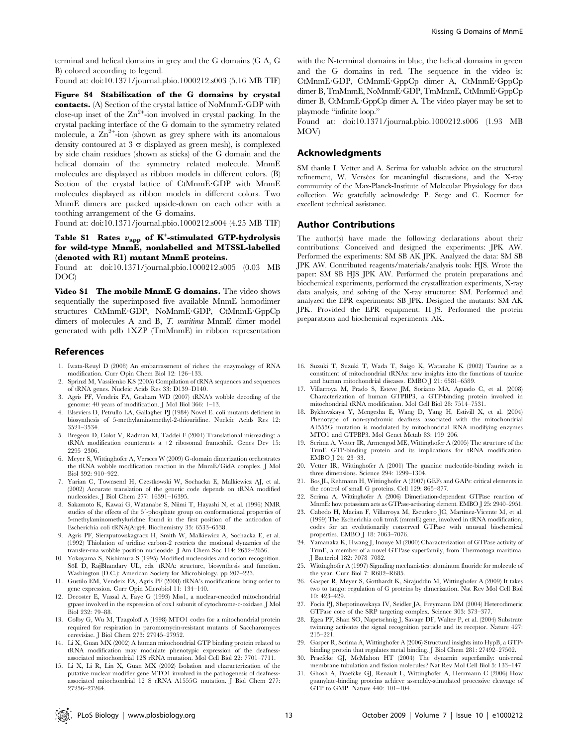terminal and helical domains in grey and the G domains (G A, G B) colored according to legend.

Found at: doi:10.1371/journal.pbio.1000212.s003 (5.16 MB TIF)

**Figure S4 Stabilization of the G domains by crystal contacts.** (A) Section of the crystal lattice of NoMnmE·GDP with close-up inset of the $Zn^{2+}$-ion involved in crystal packing. In the crystal packing interface of the G domain to the symmetry related molecule, a $Zn^{2+}$-ion (shown as grey sphere with its anomalous density contoured at 3 σ displayed as green mesh), is complexed by side chain residues (shown as sticks) of the G domain and the helical domain of the symmetry related molecule. MnmE molecules are displayed as ribbon models in different colors. (B) Section of the crystal lattice of CtMnmE·GDP with MnmE molecules displayed as ribbon models in different colors. Two MnmE dimers are packed upside-down on each other with a toothing arrangement of the G domains.

Found at: doi:10.1371/journal.pbio.1000212.s004 (4.25 MB TIF)

**Table S1 Rates $v_{app}$ of $K^+$-stimulated GTP-hydrolysis for wild-type MnmE, nonlabelled and MTSSL-labelled (denoted with R1) mutant MnmE proteins.**

Found at: doi:10.1371/journal.pbio.1000212.s005 (0.03 MB DOC)

**Video S1 The mobile MnmE G domains.** The video shows sequentially the superimposed five available MnmE homodimer structures CtMnmE·GDP, NoMnmE·GDP, CtMnmE·GppCp dimers of molecules A and B, *T. maritima* MnmE dimer model generated with pdb 1XZP (TmMnmE) in ribbon representation with the N-terminal domains in blue, the helical domains in green and the G domains in red. The sequence in the video is: CtMnmE·GDP, CtMnmE·GppCp dimer A, CtMnmE·GppCp dimer B, TmMnmE, NoMnmE·GDP, TmMnmE, CtMnmE·GppCp dimer B, CtMnmE·GppCp dimer A. The video player may be set to playmode "infinite loop."

Found at: doi:10.1371/journal.pbio.1000212.s006 (1.93 MB MOV)

## Acknowledgments

SM thanks I. Vetter and A. Scrima for valuable advice on the structural refinement, W. Versées for meaningful discussions, and the X-ray community of the Max-Planck-Institute of Molecular Physiology for data collection. We gratefully acknowledge P. Stege and C. Koerner for excellent technical assistance.

## Author Contributions

The author(s) have made the following declarations about their contributions: Conceived and designed the experiments: JPK AW. Performed the experiments: SM SB AK JPK. Analyzed the data: SM SB JPK AW. Contributed reagents/materials/analysis tools: HJS. Wrote the paper: SM SB HJS JPK AW. Performed the protein preparations and biochemical experiments, performed the crystallization experiments, X-ray data analysis, and solving of the X-ray structures: SM. Performed and analyzed the EPR experiments: SB JPK. Designed the mutants: SM AK JPK. Provided the EPR equipment: H-JS. Performed the protein preparations and biochemical experiments: AK.

## References

1. Iwata-Reuyl D (2008) An embarrassment of riches: the enzymology of RNA modification. Curr Opin Chem Biol 12: 126–133.
2. Sprinzl M, Vassilenko KS (2005) Compilation of tRNA sequences and sequences of tRNA genes. Nucleic Acids Res 33: D139–D140.
3. Agris PF, Vendeix FA, Graham WD (2007) tRNA's wobble decoding of the genome: 40 years of modification. J Mol Biol 366: 1–13.
4. Elseviers D, Petrullo LA, Gallagher PJ (1984) Novel E. coli mutants deficient in biosynthesis of 5-methylaminomethyl-2-thiouridine. Nucleic Acids Res 12: 3521–3534.
5. Bregeon D, Colot V, Radman M, Taddei F (2001) Translational misreading: a tRNA modification counteracts a +2 ribosomal frameshift. Genes Dev 15: 2295–2306.
6. Meyer S, Wittinghofer A, Versees W (2009) G-domain dimerization orchestrates the tRNA wobble modification reaction in the MnmE/GidA complex. J Mol Biol 392: 910–922.
7. Yarian C, Townsend H, Czestkowski W, Sochacka E, Malkiewicz AJ, et al. (2002) Accurate translation of the genetic code depends on tRNA modified nucleosides. J Biol Chem 277: 16391–16395.
8. Sakamoto K, Kawai G, Watanabe S, Niimi T, Hayashi N, et al. (1996) NMR studies of the effects of the 5′-phosphate group on conformational properties of 5-methylaminomethyluridine found in the first position of the anticodon of Escherichia coli tRNA(Arg)4. Biochemistry 35: 6533–6538.
9. Agris PF, Sierzputowskagracz H, Smith W, Malkiewicz A, Sochacka E, et al. (1992) Thiolation of uridine carbon-2 restricts the motional dynamics of the transfer-rna wobble position nucleoside. J Am Chem Soc 114: 2652–2656.
10. Yokoyama S, Nishimura S (1995) Modified nucleosides and codon recognition. Söll D, RajBhandary UL, eds. tRNA: structure, biosynthesis and function. Washington (D.C.): American Society for Microbiology. pp 207–223.
11. Gustilo EM, Vendeix FA, Agris PF (2008) tRNA's modifications bring order to gene expression. Curr Opin Microbiol 11: 134–140.
12. Decoster E, Vassal A, Faye G (1993) Mss1, a nuclear-encoded mitochondrial gtpase involved in the expression of cox1 subunit of cytochrome-c-oxidase. J Mol Biol 232: 79–88.
13. Colby G, Wu M, Tzagoloff A (1998) MTO1 codes for a mitochondrial protein required for respiration in paromomycin-resistant mutants of Saccharomyces cerevisiae. J Biol Chem 273: 27945–27952.
14. Li X, Guan MX (2002) A human mitochondrial GTP binding protein related to tRNA modification may modulate phenotypic expression of the deafness-associated mitochondrial 12S rRNA mutation. Mol Cell Biol 22: 7701–7711.
15. Li X, Li R, Lin X, Guan MX (2002) Isolation and characterization of the putative nuclear modifier gene MTO1 involved in the pathogenesis of deafness-associated mitochondrial 12 S rRNA A1555G mutation. J Biol Chem 277: 27256–27264.
16. Suzuki T, Suzuki T, Wada T, Saigo K, Watanabe K (2002) Taurine as a constituent of mitochondrial tRNAs: new insights into the functions of taurine and human mitochondrial diseases. EMBO J 21: 6581–6589.
17. Villarroya M, Prado S, Esteve JM, Soriano MA, Aguado C, et al. (2008) Characterization of human GTPBP3, a GTP-binding protein involved in mitochondrial tRNA modification. Mol Cell Biol 28: 7514–7531.
18. Bykhovskaya Y, Mengesha E, Wang D, Yang H, Estivill X, et al. (2004) Phenotype of non-syndromic deafness associated with the mitochondrial A1555G mutation is modulated by mitochondrial RNA modifying enzymes MTO1 and GTPBP3. Mol Genet Metab 83: 199–206.
19. Scrima A, Vetter IR, Armengod ME, Wittinghofer A (2005) The structure of the TrmE GTP-binding protein and its implications for tRNA modification. EMBO J 24: 23–33.
20. Vetter IR, Wittinghofer A (2001) The guanine nucleotide-binding switch in three dimensions. Science 294: 1299–1304.
21. Bos JL, Rehmann H, Wittinghofer A (2007) GEFs and GAPs: critical elements in the control of small G proteins. Cell 129: 865–877.
22. Scrima A, Wittinghofer A (2006) Dimerisation-dependent GTPase reaction of MnmE: how potassium acts as GTPase-activating element. EMBO J 25: 2940–2951.
23. Cabedo H, Macian F, Villarroya M, Escudero JC, Martinez-Vicente M, et al. (1999) The Escherichia coli trmE (mnmE) gene, involved in tRNA modification, codes for an evolutionarily conserved GTPase with unusual biochemical properties. EMBO J 18: 7063–7076.
24. Yamanaka K, Hwang J, Inouye M (2000) Characterization of GTPase activity of TrmE, a member of a novel GTPase superfamily, from Thermotoga maritima. J Bacteriol 182: 7078–7082.
25. Wittinghofer A (1997) Signaling mechanistics: aluminum fluoride for molecule of the year. Curr Biol 7: R682–R685.
26. Gasper R, Meyer S, Gotthardt K, Sirajuddin M, Wittinghofer A (2009) It takes two to tango: regulation of G proteins by dimerization. Nat Rev Mol Cell Biol 10: 423–429.
27. Focia PJ, Shepotinovskaya IV, Seidler JA, Freymann DM (2004) Heterodimeric GTPase core of the SRP targeting complex. Science 303: 373–377.
28. Egea PF, Shan SO, Napetschnig J, Savage DF, Walter P, et al. (2004) Substrate twinning activates the signal recognition particle and its receptor. Nature 427: 215–221.
29. Gasper R, Scrima A, Wittinghofer A (2006) Structural insights into HypB, a GTP-binding protein that regulates metal binding. J Biol Chem 281: 27492–27502.
30. Praefcke GJ, McMahon HT (2004) The dynamin superfamily: universal membrane tubulation and fission molecules? Nat Rev Mol Cell Biol 5: 133–147.
31. Ghosh A, Praefcke GJ, Renault L, Wittinghofer A, Herrmann C (2006) How guanylate-binding proteins achieve assembly-stimulated processive cleavage of GTP to GMP. Nature 440: 101–104.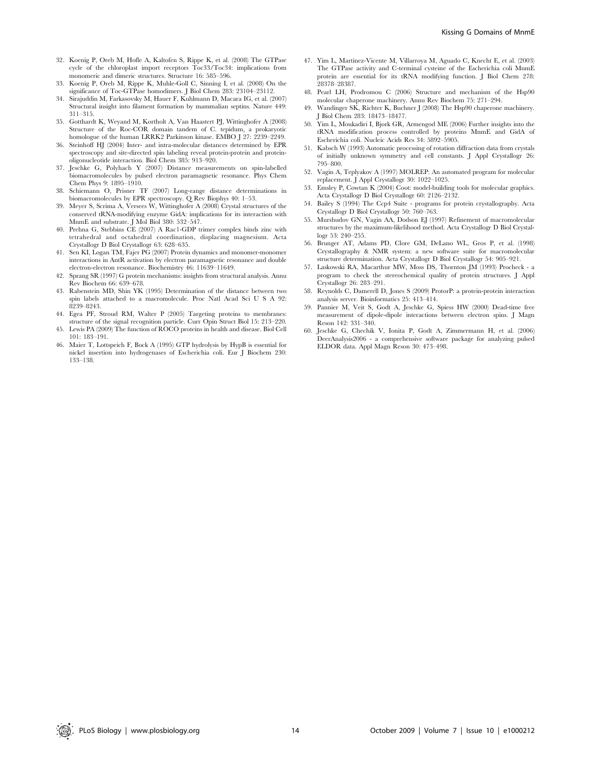32. Koenig P, Oreb M, Hofle A, Kaltofen S, Rippe K, et al. (2008) The GTPase cycle of the chloroplast import receptors Toc33/Toc34: implications from monomeric and dimeric structures. Structure 16: 585–596.
33. Koenig P, Oreb M, Rippe K, Muhle-Goll C, Sinning I, et al. (2008) On the significance of Toc-GTPase homodimers. J Biol Chem 283: 23104–23112.
34. Sirajuddin M, Farkasovsky M, Hauer F, Kuhlmann D, Macara IG, et al. (2007) Structural insight into filament formation by mammalian septins. Nature 449: 311–315.
35. Gotthardt K, Weyand M, Kortholt A, Van Haastert PJ, Wittinghofer A (2008) Structure of the Roc-COR domain tandem of C. tepidum, a prokaryotic homologue of the human LRRK2 Parkinson kinase. EMBO J 27: 2239–2249.
36. Steinhoff HJ (2004) Inter- and intra-molecular distances determined by EPR spectroscopy and site-directed spin labeling reveal protein-protein and protein-oligonucleotide interaction. Biol Chem 385: 913–920.
37. Jeschke G, Polyhach Y (2007) Distance measurements on spin-labelled biomacromolecules by pulsed electron paramagnetic resonance. Phys Chem Chem Phys 9: 1895–1910.
38. Schiemann O, Prisner TF (2007) Long-range distance determinations in biomacromolecules by EPR spectroscopy. Q Rev Biophys 40: 1–53.
39. Meyer S, Scrima A, Versees W, Wittinghofer A (2008) Crystal structures of the conserved tRNA-modifying enzyme GidA: implications for its interaction with MnmE and substrate. J Mol Biol 380: 532–547.
40. Prehna G, Stebbins CE (2007) A Rac1-GDP trimer complex binds zinc with tetrahedral and octahedral coordination, displacing magnesium. Acta Crystallogr D Biol Crystallogr 63: 628–635.
41. Sen KI, Logan TM, Fajer PG (2007) Protein dynamics and monomer-monomer interactions in AntR activation by electron paramagnetic resonance and double electron-electron resonance. Biochemistry 46: 11639–11649.
42. Sprang SR (1997) G protein mechanisms: insights from structural analysis. Annu Rev Biochem 66: 639–678.
43. Rabenstein MD, Shin YK (1995) Determination of the distance between two spin labels attached to a macromolecule. Proc Natl Acad Sci U S A 92: 8239–8243.
44. Egea PF, Stroud RM, Walter P (2005) Targeting proteins to membranes: structure of the signal recognition particle. Curr Opin Struct Biol 15: 213–220.
45. Lewis PA (2009) The function of ROCO proteins in health and disease. Biol Cell 101: 183–191.
46. Maier T, Lottspeich F, Bock A (1995) GTP hydrolysis by HypB is essential for nickel insertion into hydrogenases of Escherichia coli. Eur J Biochem 230: 133–138.
47. Yim L, Martinez-Vicente M, Villarroya M, Aguado C, Knecht E, et al. (2003) The GTPase activity and C-terminal cysteine of the Escherichia coli MnmE protein are essential for its tRNA modifying function. J Biol Chem 278: 28378–28387.
48. Pearl LH, Prodromou C (2006) Structure and mechanism of the Hsp90 molecular chaperone machinery. Annu Rev Biochem 75: 271–294.
49. Wandinger SK, Richter K, Buchner J (2008) The Hsp90 chaperone machinery. J Biol Chem 283: 18473–18477.
50. Yim L, Moukadiri I, Bjork GR, Armengod ME (2006) Further insights into the tRNA modification process controlled by proteins MnmE and GidA of Escherichia coli. Nucleic Acids Res 34: 5892–5905.
51. Kabsch W (1993) Automatic processing of rotation diffraction data from crystals of initially unknown symmetry and cell constants. J Appl Crystallogr 26: 795–800.
52. Vagin A, Teplyakov A (1997) MOLREP: An automated program for molecular replacement. J Appl Crystallogr 30: 1022–1025.
53. Emsley P, Cowtan K (2004) Coot: model-building tools for molecular graphics. Acta Crystallogr D Biol Crystallogr 60: 2126–2132.
54. Bailey S (1994) The Ccp4 Suite - programs for protein crystallography. Acta Crystallogr D Biol Crystallogr 50: 760–763.
55. Murshudov GN, Vagin AA, Dodson EJ (1997) Refinement of macromolecular structures by the maximum-likelihood method. Acta Crystallogr D Biol Crystallogr 53: 240–255.
56. Brunger AT, Adams PD, Clore GM, DeLano WL, Gros P, et al. (1998) Crystallography & NMR system: a new software suite for macromolecular structure determination. Acta Crystallogr D Biol Crystallogr 54: 905–921.
57. Laskowski RA, Macarthur MW, Moss DS, Thornton JM (1993) Procheck - a program to check the stereochemical quality of protein structures. J Appl Crystallogr 26: 283–291.
58. Reynolds C, Damerell D, Jones S (2009) ProtorP: a protein-protein interaction analysis server. Bioinformatics 25: 413–414.
59. Pannier M, Veit S, Godt A, Jeschke G, Spiess HW (2000) Dead-time free measurement of dipole-dipole interactions between electron spins. J Magn Reson 142: 331–340.
60. Jeschke G, Chechik V, Ionita P, Godt A, Zimmermann H, et al. (2006) DeerAnalysis2006 - a comprehensive software package for analyzing pulsed ELDOR data. Appl Magn Reson 30: 473–498.